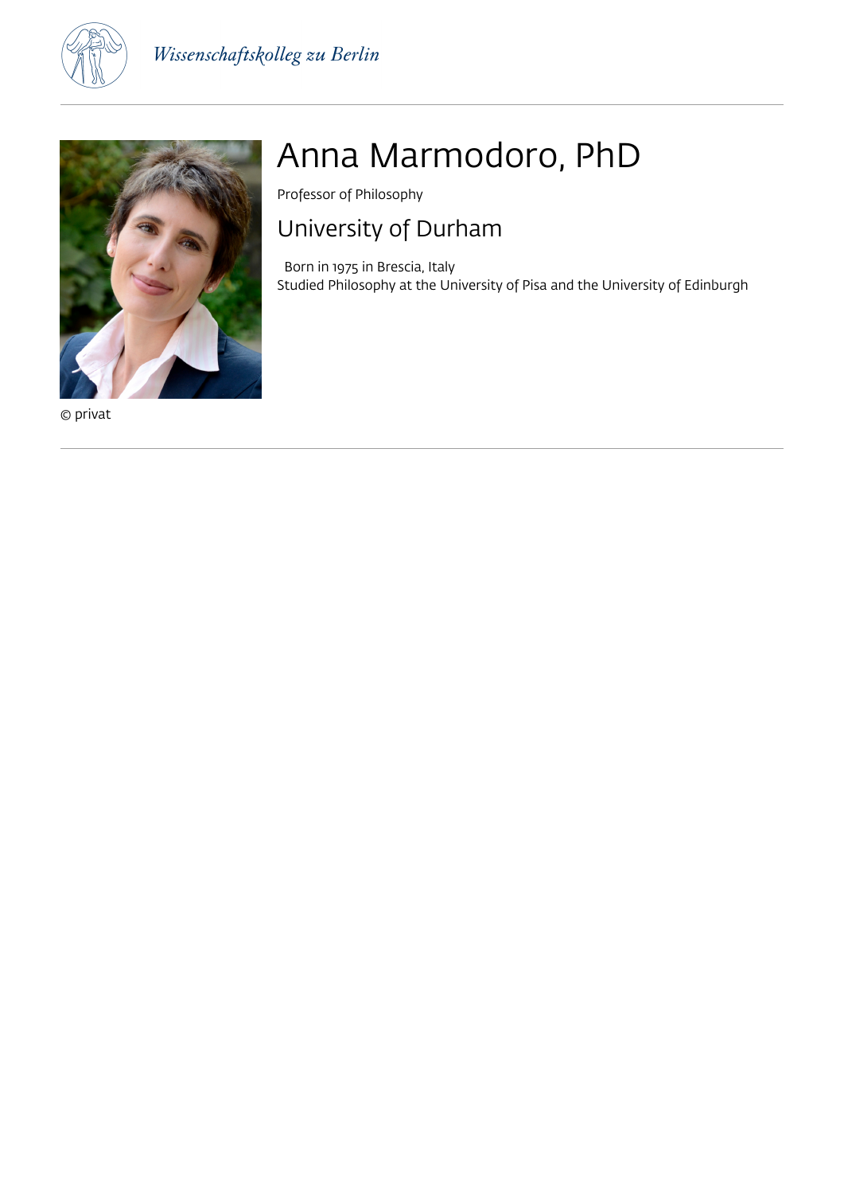# Anna Marmodoro, PhD

Professor of Philosophy

## University of Durham

Born in 1975 in Brescia, Italy
Studied Philosophy at the University of Pisa and the University of Edinburgh

© privat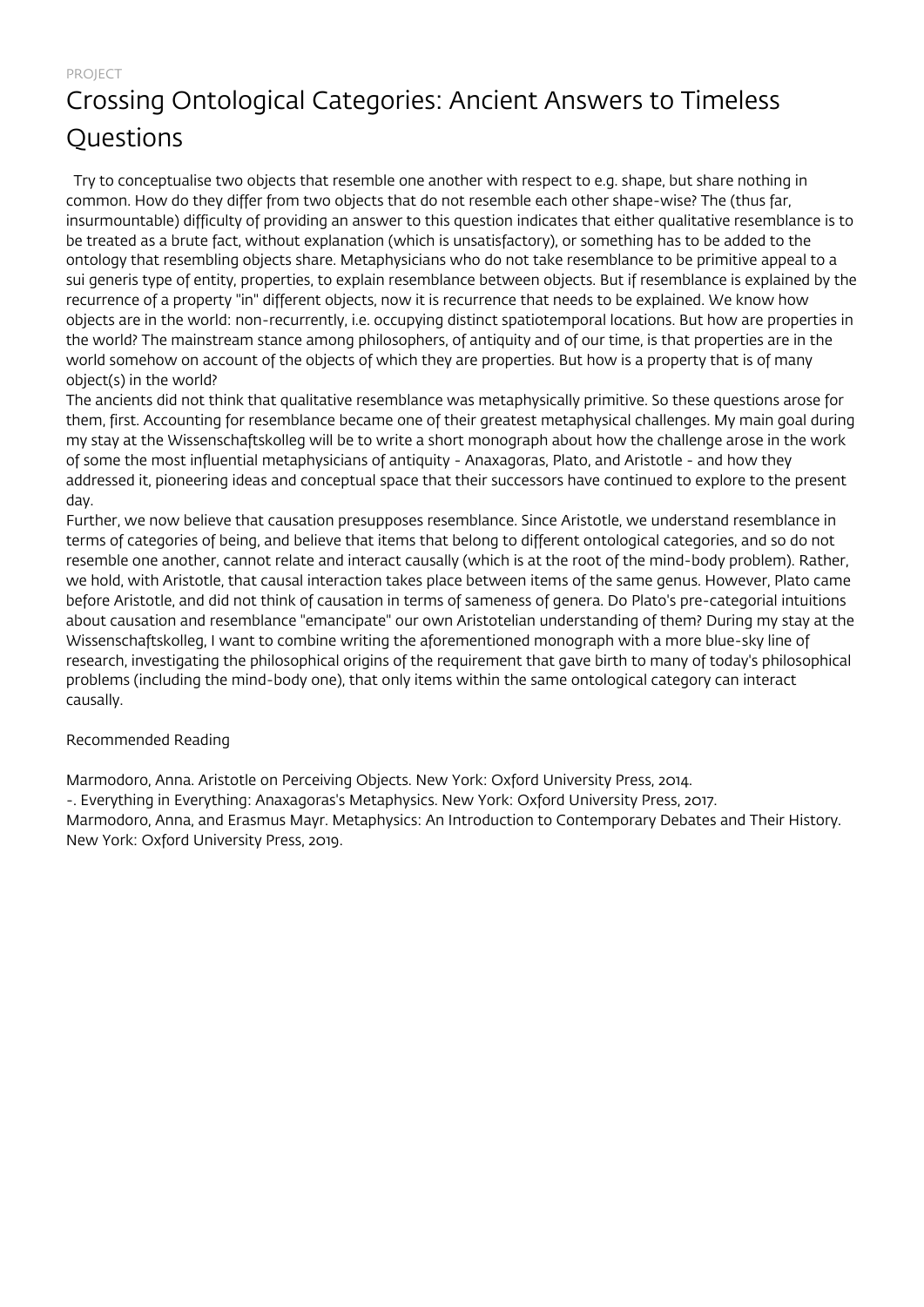PROJECT

# Crossing Ontological Categories: Ancient Answers to Timeless Questions

Try to conceptualise two objects that resemble one another with respect to e.g. shape, but share nothing in common. How do they differ from two objects that do not resemble each other shape-wise? The (thus far, insurmountable) difficulty of providing an answer to this question indicates that either qualitative resemblance is to be treated as a brute fact, without explanation (which is unsatisfactory), or something has to be added to the ontology that resembling objects share. Metaphysicians who do not take resemblance to be primitive appeal to a sui generis type of entity, properties, to explain resemblance between objects. But if resemblance is explained by the recurrence of a property "in" different objects, now it is recurrence that needs to be explained. We know how objects are in the world: non-recurrently, i.e. occupying distinct spatiotemporal locations. But how are properties in the world? The mainstream stance among philosophers, of antiquity and of our time, is that properties are in the world somehow on account of the objects of which they are properties. But how is a property that is of many object(s) in the world?

The ancients did not think that qualitative resemblance was metaphysically primitive. So these questions arose for them, first. Accounting for resemblance became one of their greatest metaphysical challenges. My main goal during my stay at the Wissenschaftskolleg will be to write a short monograph about how the challenge arose in the work of some the most influential metaphysicians of antiquity - Anaxagoras, Plato, and Aristotle - and how they addressed it, pioneering ideas and conceptual space that their successors have continued to explore to the present day.

Further, we now believe that causation presupposes resemblance. Since Aristotle, we understand resemblance in terms of categories of being, and believe that items that belong to different ontological categories, and so do not resemble one another, cannot relate and interact causally (which is at the root of the mind-body problem). Rather, we hold, with Aristotle, that causal interaction takes place between items of the same genus. However, Plato came before Aristotle, and did not think of causation in terms of sameness of genera. Do Plato's pre-categorial intuitions about causation and resemblance "emancipate" our own Aristotelian understanding of them? During my stay at the Wissenschaftskolleg, I want to combine writing the aforementioned monograph with a more blue-sky line of research, investigating the philosophical origins of the requirement that gave birth to many of today's philosophical problems (including the mind-body one), that only items within the same ontological category can interact causally.

Recommended Reading

Marmodoro, Anna. Aristotle on Perceiving Objects. New York: Oxford University Press, 2014.
-. Everything in Everything: Anaxagoras's Metaphysics. New York: Oxford University Press, 2017.
Marmodoro, Anna, and Erasmus Mayr. Metaphysics: An Introduction to Contemporary Debates and Their History. New York: Oxford University Press, 2019.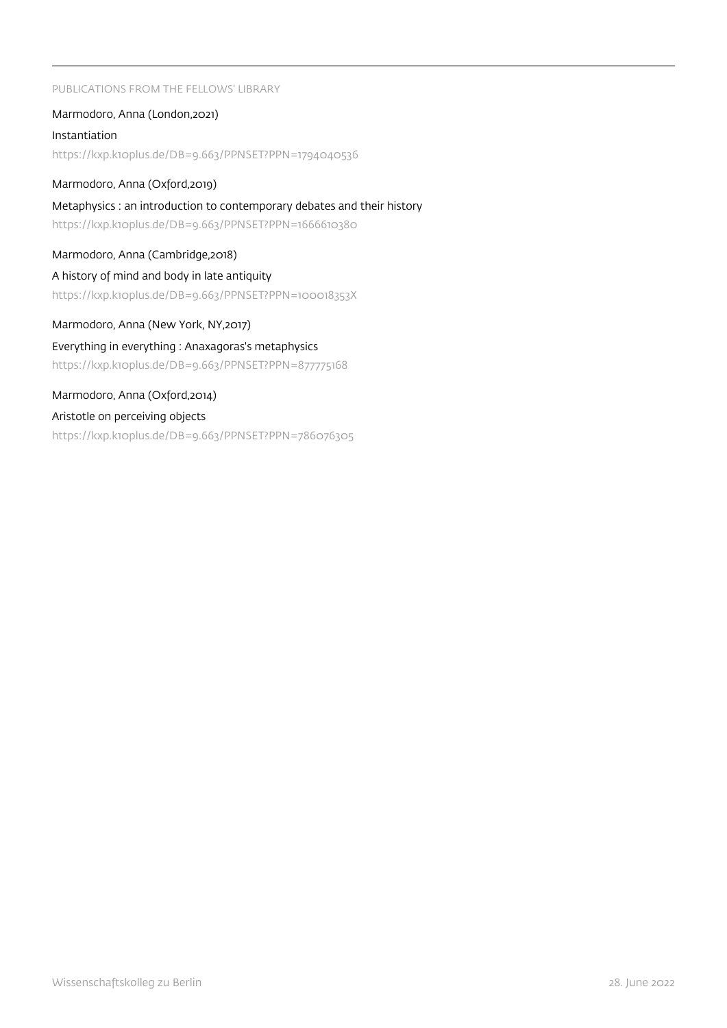PUBLICATIONS FROM THE FELLOWS' LIBRARY

Marmodoro, Anna (London,2021)

Instantiation

https://kxp.k10plus.de/DB=9.663/PPNSET?PPN=1794040536

Marmodoro, Anna (Oxford,2019)

Metaphysics : an introduction to contemporary debates and their history

https://kxp.k10plus.de/DB=9.663/PPNSET?PPN=1666610380

Marmodoro, Anna (Cambridge,2018)

A history of mind and body in late antiquity

https://kxp.k10plus.de/DB=9.663/PPNSET?PPN=100018353X

Marmodoro, Anna (New York, NY,2017)

Everything in everything : Anaxagoras's metaphysics

https://kxp.k10plus.de/DB=9.663/PPNSET?PPN=877775168

Marmodoro, Anna (Oxford,2014)

Aristotle on perceiving objects

https://kxp.k10plus.de/DB=9.663/PPNSET?PPN=786076305